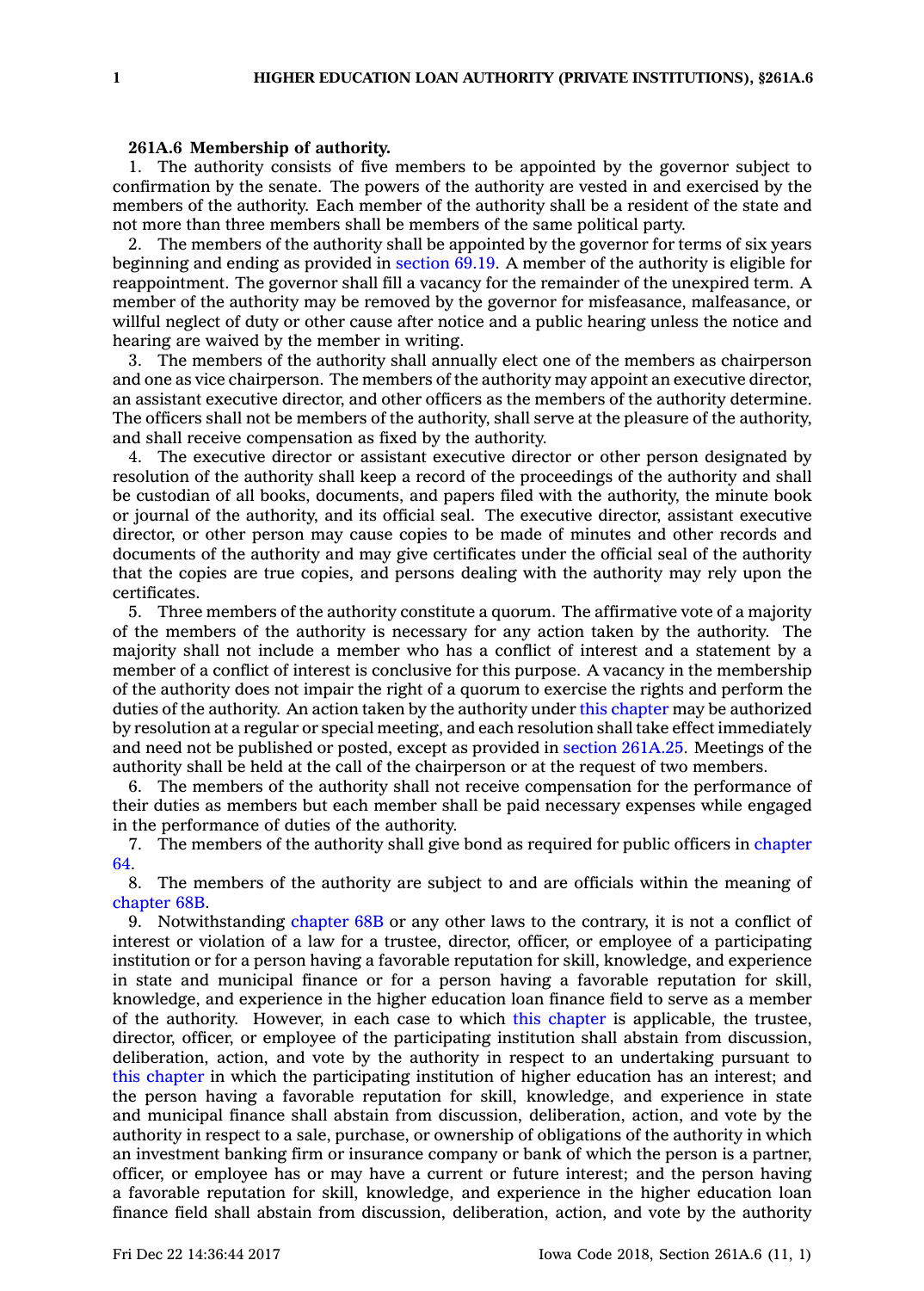**261A.6 Membership of authority.**

1. The authority consists of five members to be appointed by the governor subject to confirmation by the senate. The powers of the authority are vested in and exercised by the members of the authority. Each member of the authority shall be a resident of the state and not more than three members shall be members of the same political party.

2. The members of the authority shall be appointed by the governor for terms of six years beginning and ending as provided in section 69.19. A member of the authority is eligible for reappointment. The governor shall fill a vacancy for the remainder of the unexpired term. A member of the authority may be removed by the governor for misfeasance, malfeasance, or willful neglect of duty or other cause after notice and a public hearing unless the notice and hearing are waived by the member in writing.

3. The members of the authority shall annually elect one of the members as chairperson and one as vice chairperson. The members of the authority may appoint an executive director, an assistant executive director, and other officers as the members of the authority determine. The officers shall not be members of the authority, shall serve at the pleasure of the authority, and shall receive compensation as fixed by the authority.

4. The executive director or assistant executive director or other person designated by resolution of the authority shall keep a record of the proceedings of the authority and shall be custodian of all books, documents, and papers filed with the authority, the minute book or journal of the authority, and its official seal. The executive director, assistant executive director, or other person may cause copies to be made of minutes and other records and documents of the authority and may give certificates under the official seal of the authority that the copies are true copies, and persons dealing with the authority may rely upon the certificates.

5. Three members of the authority constitute a quorum. The affirmative vote of a majority of the members of the authority is necessary for any action taken by the authority. The majority shall not include a member who has a conflict of interest and a statement by a member of a conflict of interest is conclusive for this purpose. A vacancy in the membership of the authority does not impair the right of a quorum to exercise the rights and perform the duties of the authority. An action taken by the authority under this chapter may be authorized by resolution at a regular or special meeting, and each resolution shall take effect immediately and need not be published or posted, except as provided in section 261A.25. Meetings of the authority shall be held at the call of the chairperson or at the request of two members.

6. The members of the authority shall not receive compensation for the performance of their duties as members but each member shall be paid necessary expenses while engaged in the performance of duties of the authority.

7. The members of the authority shall give bond as required for public officers in chapter 64.

8. The members of the authority are subject to and are officials within the meaning of chapter 68B.

9. Notwithstanding chapter 68B or any other laws to the contrary, it is not a conflict of interest or violation of a law for a trustee, director, officer, or employee of a participating institution or for a person having a favorable reputation for skill, knowledge, and experience in state and municipal finance or for a person having a favorable reputation for skill, knowledge, and experience in the higher education loan finance field to serve as a member of the authority. However, in each case to which this chapter is applicable, the trustee, director, officer, or employee of the participating institution shall abstain from discussion, deliberation, action, and vote by the authority in respect to an undertaking pursuant to this chapter in which the participating institution of higher education has an interest; and the person having a favorable reputation for skill, knowledge, and experience in state and municipal finance shall abstain from discussion, deliberation, action, and vote by the authority in respect to a sale, purchase, or ownership of obligations of the authority in which an investment banking firm or insurance company or bank of which the person is a partner, officer, or employee has or may have a current or future interest; and the person having a favorable reputation for skill, knowledge, and experience in the higher education loan finance field shall abstain from discussion, deliberation, action, and vote by the authority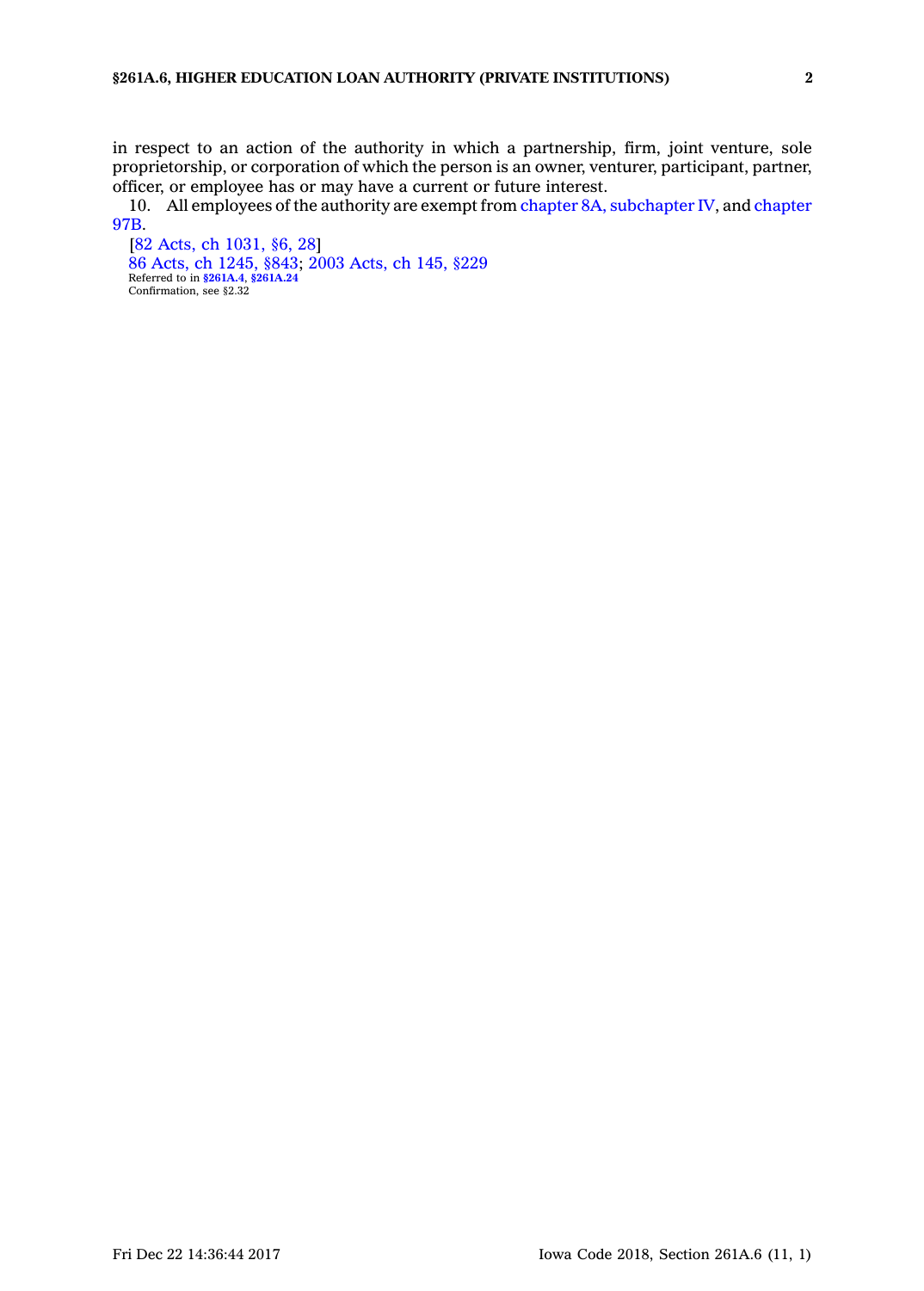in respect to an action of the authority in which a partnership, firm, joint venture, sole proprietorship, or corporation of which the person is an owner, venturer, participant, partner, officer, or employee has or may have a current or future interest.

10. All employees of the authority are exempt from chapter 8A, subchapter IV, and chapter 97B.

[82 Acts, ch 1031, §6, 28]
86 Acts, ch 1245, §843; 2003 Acts, ch 145, §229
Referred to in §261A.4, §261A.24
Confirmation, see §2.32